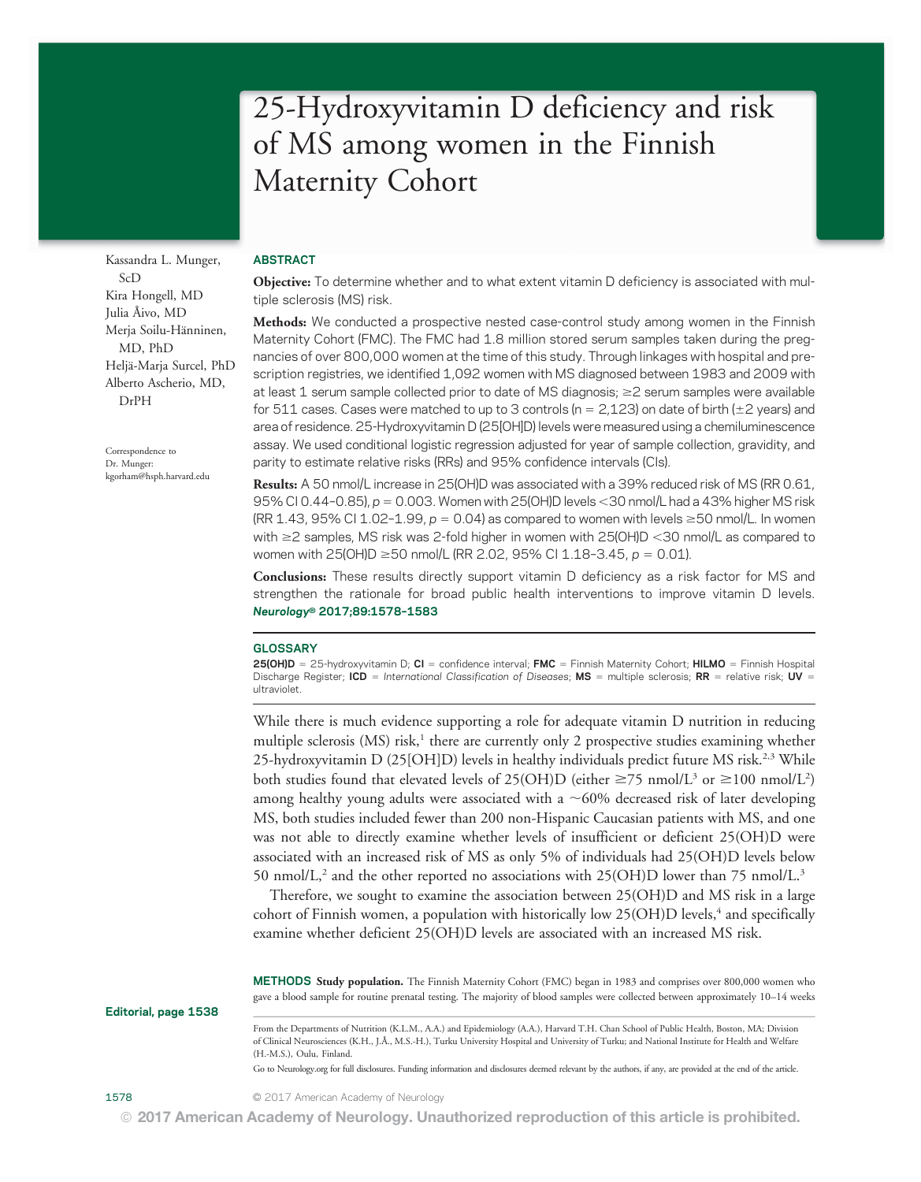# 25-Hydroxyvitamin D deficiency and risk of MS among women in the Finnish Maternity Cohort

Kassandra L. Munger, ScD
Kira Hongell, MD
Julia Åivo, MD
Merja Soilu-Hänninen, MD, PhD
Heljä-Marja Surcel, PhD
Alberto Ascherio, MD, DrPH

Correspondence to Dr. Munger: kgorham@hsph.harvard.edu

## ABSTRACT

**Objective:** To determine whether and to what extent vitamin D deficiency is associated with multiple sclerosis (MS) risk.

**Methods:** We conducted a prospective nested case-control study among women in the Finnish Maternity Cohort (FMC). The FMC had 1.8 million stored serum samples taken during the pregnancies of over 800,000 women at the time of this study. Through linkages with hospital and prescription registries, we identified 1,092 women with MS diagnosed between 1983 and 2009 with at least 1 serum sample collected prior to date of MS diagnosis; ≥2 serum samples were available for 511 cases. Cases were matched to up to 3 controls (n = 2,123) on date of birth (±2 years) and area of residence. 25-Hydroxyvitamin D (25[OH]D) levels were measured using a chemiluminescence assay. We used conditional logistic regression adjusted for year of sample collection, gravidity, and parity to estimate relative risks (RRs) and 95% confidence intervals (CIs).

**Results:** A 50 nmol/L increase in 25(OH)D was associated with a 39% reduced risk of MS (RR 0.61, 95% CI 0.44–0.85), $p = 0.003$. Women with 25(OH)D levels <30 nmol/L had a 43% higher MS risk (RR 1.43, 95% CI 1.02–1.99, $p = 0.04$) as compared to women with levels ≥50 nmol/L. In women with ≥2 samples, MS risk was 2-fold higher in women with 25(OH)D <30 nmol/L as compared to women with 25(OH)D ≥50 nmol/L (RR 2.02, 95% CI 1.18–3.45, $p = 0.01$).

**Conclusions:** These results directly support vitamin D deficiency as a risk factor for MS and strengthen the rationale for broad public health interventions to improve vitamin D levels. *Neurology*® **2017;89:1578–1583**

## GLOSSARY

**25(OH)D** = 25-hydroxyvitamin D; **CI** = confidence interval; **FMC** = Finnish Maternity Cohort; **HILMO** = Finnish Hospital Discharge Register; **ICD** = *International Classification of Diseases*; **MS** = multiple sclerosis; **RR** = relative risk; **UV** = ultraviolet.

While there is much evidence supporting a role for adequate vitamin D nutrition in reducing multiple sclerosis (MS) risk,[1] there are currently only 2 prospective studies examining whether 25-hydroxyvitamin D (25[OH]D) levels in healthy individuals predict future MS risk.[2,3] While both studies found that elevated levels of 25(OH)D (either ≥75 nmol/L[3] or ≥100 nmol/L[2]) among healthy young adults were associated with a ~60% decreased risk of later developing MS, both studies included fewer than 200 non-Hispanic Caucasian patients with MS, and one was not able to directly examine whether levels of insufficient or deficient 25(OH)D were associated with an increased risk of MS as only 5% of individuals had 25(OH)D levels below 50 nmol/L,[2] and the other reported no associations with 25(OH)D lower than 75 nmol/L.[3]

Therefore, we sought to examine the association between 25(OH)D and MS risk in a large cohort of Finnish women, a population with historically low 25(OH)D levels,[4] and specifically examine whether deficient 25(OH)D levels are associated with an increased MS risk.

## METHODS

**Study population.** The Finnish Maternity Cohort (FMC) began in 1983 and comprises over 800,000 women who gave a blood sample for routine prenatal testing. The majority of blood samples were collected between approximately 10–14 weeks

Editorial, page 1538

From the Departments of Nutrition (K.L.M., A.A.) and Epidemiology (A.A.), Harvard T.H. Chan School of Public Health, Boston, MA; Division of Clinical Neurosciences (K.H., J.Å., M.S.-H.), Turku University Hospital and University of Turku; and National Institute for Health and Welfare (H.-M.S.), Oulu, Finland.

Go to Neurology.org for full disclosures. Funding information and disclosures deemed relevant by the authors, if any, are provided at the end of the article.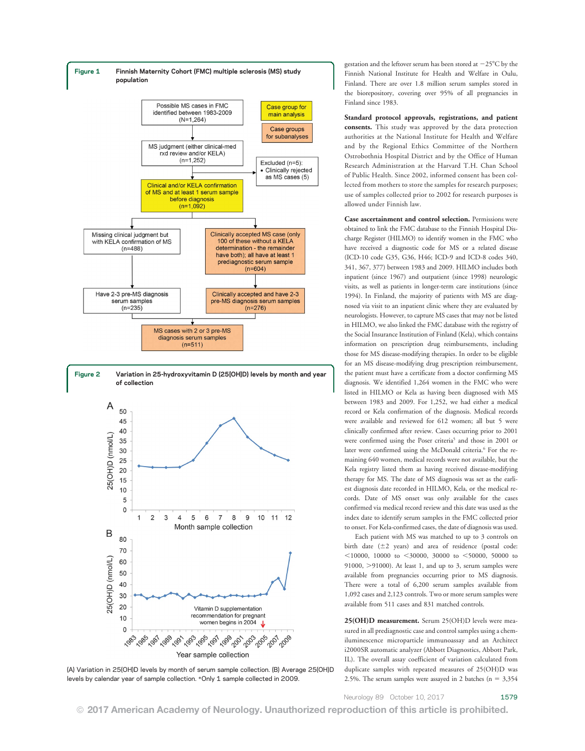**Figure 1** Finnish Maternity Cohort (FMC) multiple sclerosis (MS) study population

Possible MS cases in FMC identified between 1983-2009 (N=1,264)

MS judgment (either clinical-med rxd review and/or KELA) (n=1,252)

Excluded (n=5):
- Clinically rejected as MS cases (5)

Clinical and/or KELA confirmation of MS and at least 1 serum sample before diagnosis (n=1,092)

Missing clinical judgment but with KELA confirmation of MS (n=488)

Clinically accepted MS case (only 100 of these without a KELA determination - the remainder have both); all have at least 1 prediagnostic serum sample (n=604)

Have 2-3 pre-MS diagnosis serum samples (n=235)

Clinically accepted and have 2-3 pre-MS diagnosis serum samples (n=276)

MS cases with 2 or 3 pre-MS diagnosis serum samples (n=511)

Case group for main analysis

Case groups for subanalyses

**Figure 2** Variation in 25-hydroxyvitamin D (25[OH]D) levels by month and year of collection

Vitamin D supplementation recommendation for pregnant women begins in 2004

(A) Variation in 25(OH)D levels by month of serum sample collection. (B) Average 25(OH)D levels by calendar year of sample collection. *Only 1 sample collected in 2009.

gestation and the leftover serum has been stored at −25°C by the Finnish National Institute for Health and Welfare in Oulu, Finland. There are over 1.8 million serum samples stored in the biorepository, covering over 95% of all pregnancies in Finland since 1983.

**Standard protocol approvals, registrations, and patient consents.** This study was approved by the data protection authorities at the National Institute for Health and Welfare and by the Regional Ethics Committee of the Northern Ostrobothnia Hospital District and by the Office of Human Research Administration at the Harvard T.H. Chan School of Public Health. Since 2002, informed consent has been collected from mothers to store the samples for research purposes; use of samples collected prior to 2002 for research purposes is allowed under Finnish law.

**Case ascertainment and control selection.** Permissions were obtained to link the FMC database to the Finnish Hospital Discharge Register (HILMO) to identify women in the FMC who have received a diagnostic code for MS or a related disease (ICD-10 code G35, G36, H46; ICD-9 and ICD-8 codes 340, 341, 367, 377) between 1983 and 2009. HILMO includes both inpatient (since 1967) and outpatient (since 1998) neurologic visits, as well as patients in longer-term care institutions (since 1994). In Finland, the majority of patients with MS are diagnosed via visit to an inpatient clinic where they are evaluated by neurologists. However, to capture MS cases that may not be listed in HILMO, we also linked the FMC database with the registry of the Social Insurance Institution of Finland (Kela), which contains information on prescription drug reimbursements, including those for MS disease-modifying therapies. In order to be eligible for an MS disease-modifying drug prescription reimbursement, the patient must have a certificate from a doctor confirming MS diagnosis. We identified 1,264 women in the FMC who were listed in HILMO or Kela as having been diagnosed with MS between 1983 and 2009. For 1,252, we had either a medical record or Kela confirmation of the diagnosis. Medical records were available and reviewed for 612 women; all but 5 were clinically confirmed after review. Cases occurring prior to 2001 were confirmed using the Poser criteria[5] and those in 2001 or later were confirmed using the McDonald criteria.[6] For the remaining 640 women, medical records were not available, but the Kela registry listed them as having received disease-modifying therapy for MS. The date of MS diagnosis was set as the earliest diagnosis date recorded in HILMO, Kela, or the medical records. Date of MS onset was only available for the cases confirmed via medical record review and this date was used as the index date to identify serum samples in the FMC collected prior to onset. For Kela-confirmed cases, the date of diagnosis was used.

Each patient with MS was matched to up to 3 controls on birth date (±2 years) and area of residence (postal code: <10000, 10000 to <30000, 30000 to <50000, 50000 to 91000, >91000). At least 1, and up to 3, serum samples were available from pregnancies occurring prior to MS diagnosis. There were a total of 6,200 serum samples available from 1,092 cases and 2,123 controls. Two or more serum samples were available from 511 cases and 831 matched controls.

**25(OH)D measurement.** Serum 25(OH)D levels were measured in all prediagnostic case and control samples using a chemiluminescence microparticle immunoassay and an Architect i2000SR automatic analyzer (Abbott Diagnostics, Abbott Park, IL). The overall assay coefficient of variation calculated from duplicate samples with repeated measures of 25(OH)D was 2.5%. The serum samples were assayed in 2 batches (n = 3,354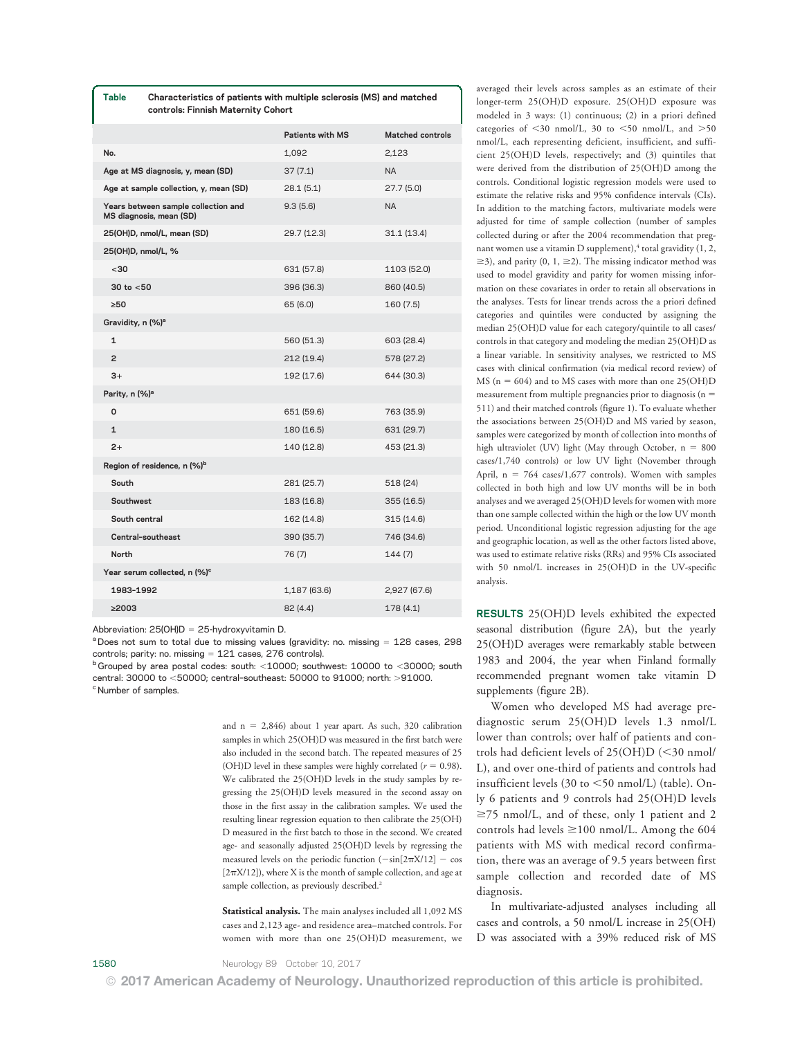**Table** Characteristics of patients with multiple sclerosis (MS) and matched controls: Finnish Maternity Cohort

| | Patients with MS | Matched controls |
|---|---|---|
| No. | 1,092 | 2,123 |
| Age at MS diagnosis, y, mean (SD) | 37 (7.1) | NA |
| Age at sample collection, y, mean (SD) | 28.1 (5.1) | 27.7 (5.0) |
| Years between sample collection and MS diagnosis, mean (SD) | 9.3 (5.6) | NA |
| 25(OH)D, nmol/L, mean (SD) | 29.7 (12.3) | 31.1 (13.4) |
| 25(OH)D, nmol/L, % | | |
| <30 | 631 (57.8) | 1103 (52.0) |
| 30 to <50 | 396 (36.3) | 860 (40.5) |
| ≥50 | 65 (6.0) | 160 (7.5) |
| Gravidity, n (%)[a] | | |
| 1 | 560 (51.3) | 603 (28.4) |
| 2 | 212 (19.4) | 578 (27.2) |
| 3+ | 192 (17.6) | 644 (30.3) |
| Parity, n (%)[a] | | |
| 0 | 651 (59.6) | 763 (35.9) |
| 1 | 180 (16.5) | 631 (29.7) |
| 2+ | 140 (12.8) | 453 (21.3) |
| Region of residence, n (%)[b] | | |
| South | 281 (25.7) | 518 (24) |
| Southwest | 183 (16.8) | 355 (16.5) |
| South central | 162 (14.8) | 315 (14.6) |
| Central-southeast | 390 (35.7) | 746 (34.6) |
| North | 76 (7) | 144 (7) |
| Year serum collected, n (%)[c] | | |
| 1983–1992 | 1,187 (63.6) | 2,927 (67.6) |
| ≥2003 | 82 (4.4) | 178 (4.1) |

Abbreviation: 25(OH)D = 25-hydroxyvitamin D.
[a] Does not sum to total due to missing values (gravidity: no. missing = 128 cases, 298 controls; parity: no. missing = 121 cases, 276 controls).
[b] Grouped by area postal codes: south: <10000; southwest: 10000 to <30000; south central: 30000 to <50000; central-southeast: 50000 to 91000; north: >91000.
[c] Number of samples.

and n = 2,846) about 1 year apart. As such, 320 calibration samples in which 25(OH)D was measured in the first batch were also included in the second batch. The repeated measures of 25(OH)D level in these samples were highly correlated ($r = 0.98$). We calibrated the 25(OH)D levels in the study samples by regressing the 25(OH)D levels measured in the second assay on those in the first assay in the calibration samples. We used the resulting linear regression equation to then calibrate the 25(OH)D measured in the first batch to those in the second. We created age- and seasonally adjusted 25(OH)D levels by regressing the measured levels on the periodic function ($-\sin[2\pi X/12] - \cos[2\pi X/12]$), where X is the month of sample collection, and age at sample collection, as previously described.[2]

**Statistical analysis.** The main analyses included all 1,092 MS cases and 2,123 age- and residence area–matched controls. For women with more than one 25(OH)D measurement, we averaged their levels across samples as an estimate of their longer-term 25(OH)D exposure. 25(OH)D exposure was modeled in 3 ways: (1) continuous; (2) in a priori defined categories of <30 nmol/L, 30 to <50 nmol/L, and >50 nmol/L, each representing deficient, insufficient, and sufficient 25(OH)D levels, respectively; and (3) quintiles that were derived from the distribution of 25(OH)D among the controls. Conditional logistic regression models were used to estimate the relative risks and 95% confidence intervals (CIs). In addition to the matching factors, multivariate models were adjusted for time of sample collection (number of samples collected during or after the 2004 recommendation that pregnant women use a vitamin D supplement),[4] total gravidity (1, 2, ≥3), and parity (0, 1, ≥2). The missing indicator method was used to model gravidity and parity for women missing information on these covariates in order to retain all observations in the analyses. Tests for linear trends across the a priori defined categories and quintiles were conducted by assigning the median 25(OH)D value for each category/quintile to all cases/controls in that category and modeling the median 25(OH)D as a linear variable. In sensitivity analyses, we restricted to MS cases with clinical confirmation (via medical record review) of MS (n = 604) and to MS cases with more than one 25(OH)D measurement from multiple pregnancies prior to diagnosis (n = 511) and their matched controls (figure 1). To evaluate whether the associations between 25(OH)D and MS varied by season, samples were categorized by month of collection into months of high ultraviolet (UV) light (May through October, n = 800 cases/1,740 controls) or low UV light (November through April, n = 764 cases/1,677 controls). Women with samples collected in both high and low UV months will be in both analyses and we averaged 25(OH)D levels for women with more than one sample collected within the high or the low UV month period. Unconditional logistic regression adjusting for the age and geographic location, as well as the other factors listed above, was used to estimate relative risks (RRs) and 95% CIs associated with 50 nmol/L increases in 25(OH)D in the UV-specific analysis.

**RESULTS** 25(OH)D levels exhibited the expected seasonal distribution (figure 2A), but the yearly 25(OH)D averages were remarkably stable between 1983 and 2004, the year when Finland formally recommended pregnant women take vitamin D supplements (figure 2B).

Women who developed MS had average prediagnostic serum 25(OH)D levels 1.3 nmol/L lower than controls; over half of patients and controls had deficient levels of 25(OH)D (<30 nmol/L), and over one-third of patients and controls had insufficient levels (30 to <50 nmol/L) (table). Only 6 patients and 9 controls had 25(OH)D levels ≥75 nmol/L, and of these, only 1 patient and 2 controls had levels ≥100 nmol/L. Among the 604 patients with MS with medical record confirmation, there was an average of 9.5 years between first sample collection and recorded date of MS diagnosis.

In multivariate-adjusted analyses including all cases and controls, a 50 nmol/L increase in 25(OH)D was associated with a 39% reduced risk of MS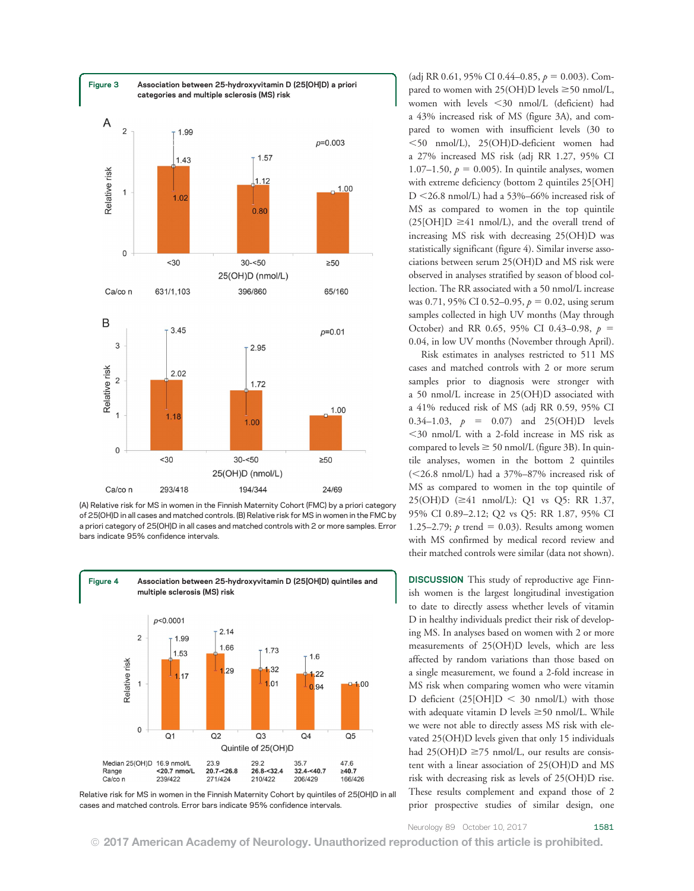**Figure 3** Association between 25-hydroxyvitamin D (25[OH]D) a priori categories and multiple sclerosis (MS) risk

(A) Relative risk for MS in women in the Finnish Maternity Cohort (FMC) by a priori category of 25(OH)D in all cases and matched controls. (B) Relative risk for MS in women in the FMC by a priori category of 25(OH)D in all cases and matched controls with 2 or more samples. Error bars indicate 95% confidence intervals.

**Figure 4** Association between 25-hydroxyvitamin D (25[OH]D) quintiles and multiple sclerosis (MS) risk

Relative risk for MS in women in the Finnish Maternity Cohort by quintiles of 25(OH)D in all cases and matched controls. Error bars indicate 95% confidence intervals.

(adj RR 0.61, 95% CI 0.44–0.85, $p = 0.003$). Compared to women with 25(OH)D levels ≥50 nmol/L, women with levels <30 nmol/L (deficient) had a 43% increased risk of MS (figure 3A), and compared to women with insufficient levels (30 to <50 nmol/L), 25(OH)D-deficient women had a 27% increased MS risk (adj RR 1.27, 95% CI 1.07–1.50, $p = 0.005$). In quintile analyses, women with extreme deficiency (bottom 2 quintiles 25[OH]D <26.8 nmol/L) had a 53%–66% increased risk of MS as compared to women in the top quintile (25[OH]D ≥41 nmol/L), and the overall trend of increasing MS risk with decreasing 25(OH)D was statistically significant (figure 4). Similar inverse associations between serum 25(OH)D and MS risk were observed in analyses stratified by season of blood collection. The RR associated with a 50 nmol/L increase was 0.71, 95% CI 0.52–0.95, $p = 0.02$, using serum samples collected in high UV months (May through October) and RR 0.65, 95% CI 0.43–0.98, $p = 0.04$, in low UV months (November through April).

Risk estimates in analyses restricted to 511 MS cases and matched controls with 2 or more serum samples prior to diagnosis were stronger with a 50 nmol/L increase in 25(OH)D associated with a 41% reduced risk of MS (adj RR 0.59, 95% CI 0.34–1.03, $p = 0.07$) and 25(OH)D levels <30 nmol/L with a 2-fold increase in MS risk as compared to levels ≥ 50 nmol/L (figure 3B). In quintile analyses, women in the bottom 2 quintiles (<26.8 nmol/L) had a 37%–87% increased risk of MS as compared to women in the top quintile of 25(OH)D (≥41 nmol/L): Q1 vs Q5: RR 1.37, 95% CI 0.89–2.12; Q2 vs Q5: RR 1.87, 95% CI 1.25–2.79; $p$ trend = 0.03). Results among women with MS confirmed by medical record review and their matched controls were similar (data not shown).

## DISCUSSION

This study of reproductive age Finnish women is the largest longitudinal investigation to date to directly assess whether levels of vitamin D in healthy individuals predict their risk of developing MS. In analyses based on women with 2 or more measurements of 25(OH)D levels, which are less affected by random variations than those based on a single measurement, we found a 2-fold increase in MS risk when comparing women who were vitamin D deficient (25[OH]D < 30 nmol/L) with those with adequate vitamin D levels ≥50 nmol/L. While we were not able to directly assess MS risk with elevated 25(OH)D levels given that only 15 individuals had 25(OH)D ≥75 nmol/L, our results are consistent with a linear association of 25(OH)D and MS risk with decreasing risk as levels of 25(OH)D rise. These results complement and expand those of 2 prior prospective studies of similar design, one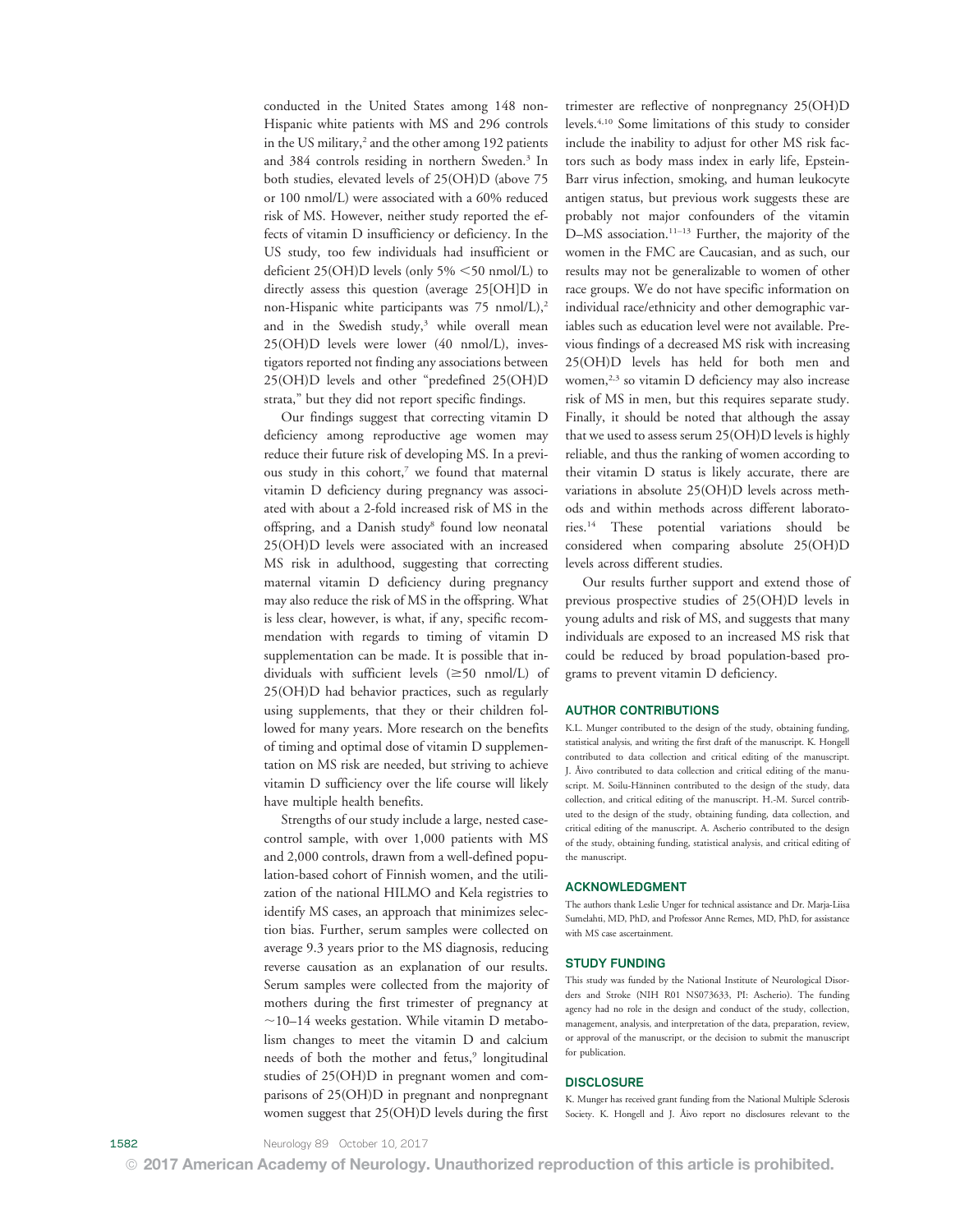conducted in the United States among 148 non-Hispanic white patients with MS and 296 controls in the US military,[2] and the other among 192 patients and 384 controls residing in northern Sweden.[3] In both studies, elevated levels of 25(OH)D (above 75 or 100 nmol/L) were associated with a 60% reduced risk of MS. However, neither study reported the effects of vitamin D insufficiency or deficiency. In the US study, too few individuals had insufficient or deficient 25(OH)D levels (only 5% <50 nmol/L) to directly assess this question (average 25[OH]D in non-Hispanic white participants was 75 nmol/L),[2] and in the Swedish study,[3] while overall mean 25(OH)D levels were lower (40 nmol/L), investigators reported not finding any associations between 25(OH)D levels and other "predefined 25(OH)D strata," but they did not report specific findings.

Our findings suggest that correcting vitamin D deficiency among reproductive age women may reduce their future risk of developing MS. In a previous study in this cohort,[7] we found that maternal vitamin D deficiency during pregnancy was associated with about a 2-fold increased risk of MS in the offspring, and a Danish study[8] found low neonatal 25(OH)D levels were associated with an increased MS risk in adulthood, suggesting that correcting maternal vitamin D deficiency during pregnancy may also reduce the risk of MS in the offspring. What is less clear, however, is what, if any, specific recommendation with regards to timing of vitamin D supplementation can be made. It is possible that individuals with sufficient levels (≥50 nmol/L) of 25(OH)D had behavior practices, such as regularly using supplements, that they or their children followed for many years. More research on the benefits of timing and optimal dose of vitamin D supplementation on MS risk are needed, but striving to achieve vitamin D sufficiency over the life course will likely have multiple health benefits.

Strengths of our study include a large, nested case-control sample, with over 1,000 patients with MS and 2,000 controls, drawn from a well-defined population-based cohort of Finnish women, and the utilization of the national HILMO and Kela registries to identify MS cases, an approach that minimizes selection bias. Further, serum samples were collected on average 9.3 years prior to the MS diagnosis, reducing reverse causation as an explanation of our results. Serum samples were collected from the majority of mothers during the first trimester of pregnancy at ~10–14 weeks gestation. While vitamin D metabolism changes to meet the vitamin D and calcium needs of both the mother and fetus,[9] longitudinal studies of 25(OH)D in pregnant women and comparisons of 25(OH)D in pregnant and nonpregnant women suggest that 25(OH)D levels during the first trimester are reflective of nonpregnancy 25(OH)D levels.[4,10] Some limitations of this study to consider include the inability to adjust for other MS risk factors such as body mass index in early life, Epstein-Barr virus infection, smoking, and human leukocyte antigen status, but previous work suggests these are probably not major confounders of the vitamin D–MS association.[11–13] Further, the majority of the women in the FMC are Caucasian, and as such, our results may not be generalizable to women of other race groups. We do not have specific information on individual race/ethnicity and other demographic variables such as education level were not available. Previous findings of a decreased MS risk with increasing 25(OH)D levels has held for both men and women,[2,3] so vitamin D deficiency may also increase risk of MS in men, but this requires separate study. Finally, it should be noted that although the assay that we used to assess serum 25(OH)D levels is highly reliable, and thus the ranking of women according to their vitamin D status is likely accurate, there are variations in absolute 25(OH)D levels across methods and within methods across different laboratories.[14] These potential variations should be considered when comparing absolute 25(OH)D levels across different studies.

Our results further support and extend those of previous prospective studies of 25(OH)D levels in young adults and risk of MS, and suggests that many individuals are exposed to an increased MS risk that could be reduced by broad population-based programs to prevent vitamin D deficiency.

## AUTHOR CONTRIBUTIONS

K.L. Munger contributed to the design of the study, obtaining funding, statistical analysis, and writing the first draft of the manuscript. K. Hongell contributed to data collection and critical editing of the manuscript. J. Åivo contributed to data collection and critical editing of the manuscript. M. Soilu-Hänninen contributed to the design of the study, data collection, and critical editing of the manuscript. H.-M. Surcel contributed to the design of the study, obtaining funding, data collection, and critical editing of the manuscript. A. Ascherio contributed to the design of the study, obtaining funding, statistical analysis, and critical editing of the manuscript.

## ACKNOWLEDGMENT

The authors thank Leslie Unger for technical assistance and Dr. Marja-Liisa Sumelahti, MD, PhD, and Professor Anne Remes, MD, PhD, for assistance with MS case ascertainment.

## STUDY FUNDING

This study was funded by the National Institute of Neurological Disorders and Stroke (NIH R01 NS073633, PI: Ascherio). The funding agency had no role in the design and conduct of the study, collection, management, analysis, and interpretation of the data, preparation, review, or approval of the manuscript, or the decision to submit the manuscript for publication.

## DISCLOSURE

K. Munger has received grant funding from the National Multiple Sclerosis Society. K. Hongell and J. Åivo report no disclosures relevant to the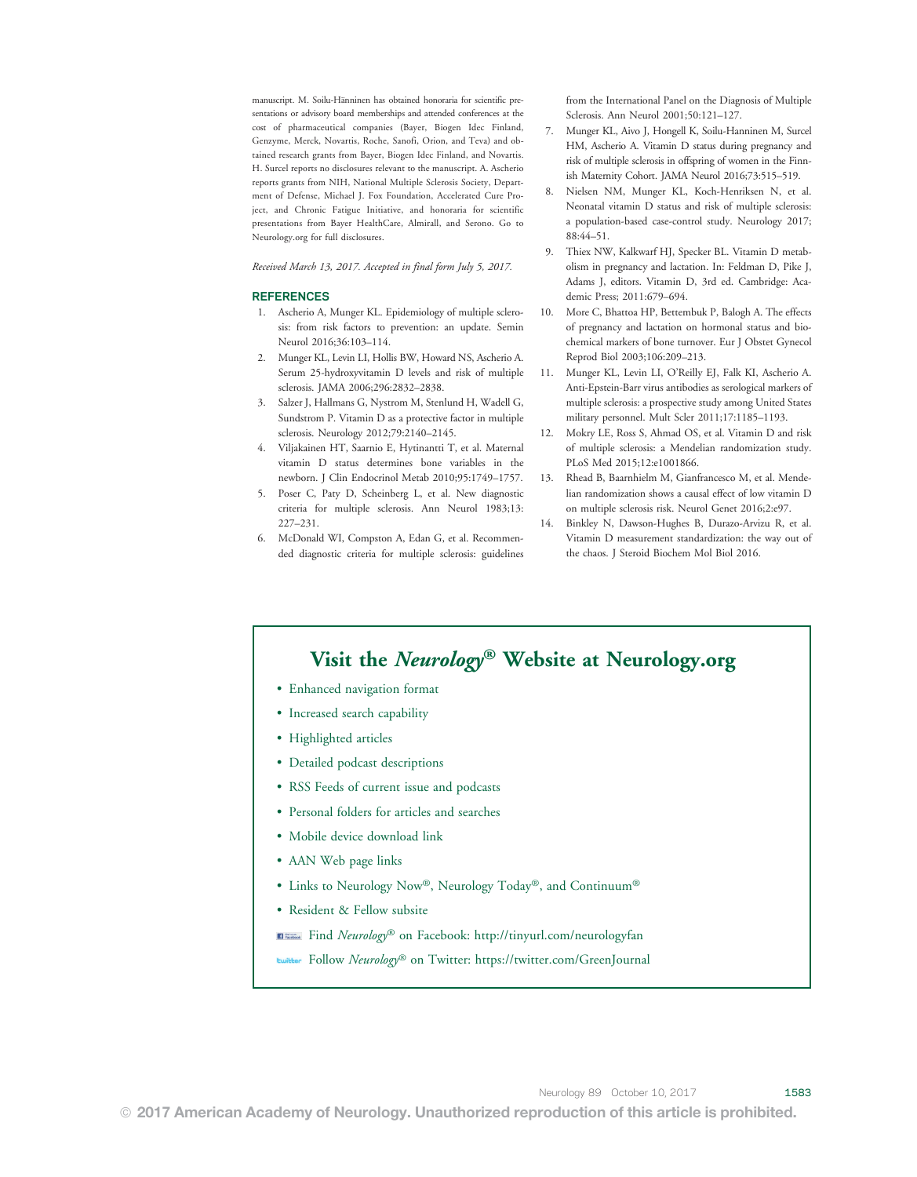manuscript. M. Soilu-Hänninen has obtained honoraria for scientific presentations or advisory board memberships and attended conferences at the cost of pharmaceutical companies (Bayer, Biogen Idec Finland, Genzyme, Merck, Novartis, Roche, Sanofi, Orion, and Teva) and obtained research grants from Bayer, Biogen Idec Finland, and Novartis. H. Surcel reports no disclosures relevant to the manuscript. A. Ascherio reports grants from NIH, National Multiple Sclerosis Society, Department of Defense, Michael J. Fox Foundation, Accelerated Cure Project, and Chronic Fatigue Initiative, and honoraria for scientific presentations from Bayer HealthCare, Almirall, and Serono. Go to Neurology.org for full disclosures.

*Received March 13, 2017. Accepted in final form July 5, 2017.*

## REFERENCES

1. Ascherio A, Munger KL. Epidemiology of multiple sclerosis: from risk factors to prevention: an update. Semin Neurol 2016;36:103–114.
2. Munger KL, Levin LI, Hollis BW, Howard NS, Ascherio A. Serum 25-hydroxyvitamin D levels and risk of multiple sclerosis. JAMA 2006;296:2832–2838.
3. Salzer J, Hallmans G, Nystrom M, Stenlund H, Wadell G, Sundstrom P. Vitamin D as a protective factor in multiple sclerosis. Neurology 2012;79:2140–2145.
4. Viljakainen HT, Saarnio E, Hytinantti T, et al. Maternal vitamin D status determines bone variables in the newborn. J Clin Endocrinol Metab 2010;95:1749–1757.
5. Poser C, Paty D, Scheinberg L, et al. New diagnostic criteria for multiple sclerosis. Ann Neurol 1983;13: 227–231.
6. McDonald WI, Compston A, Edan G, et al. Recommended diagnostic criteria for multiple sclerosis: guidelines from the International Panel on the Diagnosis of Multiple Sclerosis. Ann Neurol 2001;50:121–127.
7. Munger KL, Aivo J, Hongell K, Soilu-Hanninen M, Surcel HM, Ascherio A. Vitamin D status during pregnancy and risk of multiple sclerosis in offspring of women in the Finnish Maternity Cohort. JAMA Neurol 2016;73:515–519.
8. Nielsen NM, Munger KL, Koch-Henriksen N, et al. Neonatal vitamin D status and risk of multiple sclerosis: a population-based case-control study. Neurology 2017; 88:44–51.
9. Thiex NW, Kalkwarf HJ, Specker BL. Vitamin D metabolism in pregnancy and lactation. In: Feldman D, Pike J, Adams J, editors. Vitamin D, 3rd ed. Cambridge: Academic Press; 2011:679–694.
10. More C, Bhattoa HP, Bettembuk P, Balogh A. The effects of pregnancy and lactation on hormonal status and biochemical markers of bone turnover. Eur J Obstet Gynecol Reprod Biol 2003;106:209–213.
11. Munger KL, Levin LI, O'Reilly EJ, Falk KI, Ascherio A. Anti-Epstein-Barr virus antibodies as serological markers of multiple sclerosis: a prospective study among United States military personnel. Mult Scler 2011;17:1185–1193.
12. Mokry LE, Ross S, Ahmad OS, et al. Vitamin D and risk of multiple sclerosis: a Mendelian randomization study. PLoS Med 2015;12:e1001866.
13. Rhead B, Baarnhielm M, Gianfrancesco M, et al. Mendelian randomization shows a causal effect of low vitamin D on multiple sclerosis risk. Neurol Genet 2016;2:e97.
14. Binkley N, Dawson-Hughes B, Durazo-Arvizu R, et al. Vitamin D measurement standardization: the way out of the chaos. J Steroid Biochem Mol Biol 2016.

## Visit the *Neurology*® Website at Neurology.org

- Enhanced navigation format
- Increased search capability
- Highlighted articles
- Detailed podcast descriptions
- RSS Feeds of current issue and podcasts
- Personal folders for articles and searches
- Mobile device download link
- AAN Web page links
- Links to Neurology Now®, Neurology Today®, and Continuum®
- Resident & Fellow subsite

Find *Neurology*® on Facebook: http://tinyurl.com/neurologyfan

Follow *Neurology*® on Twitter: https://twitter.com/GreenJournal